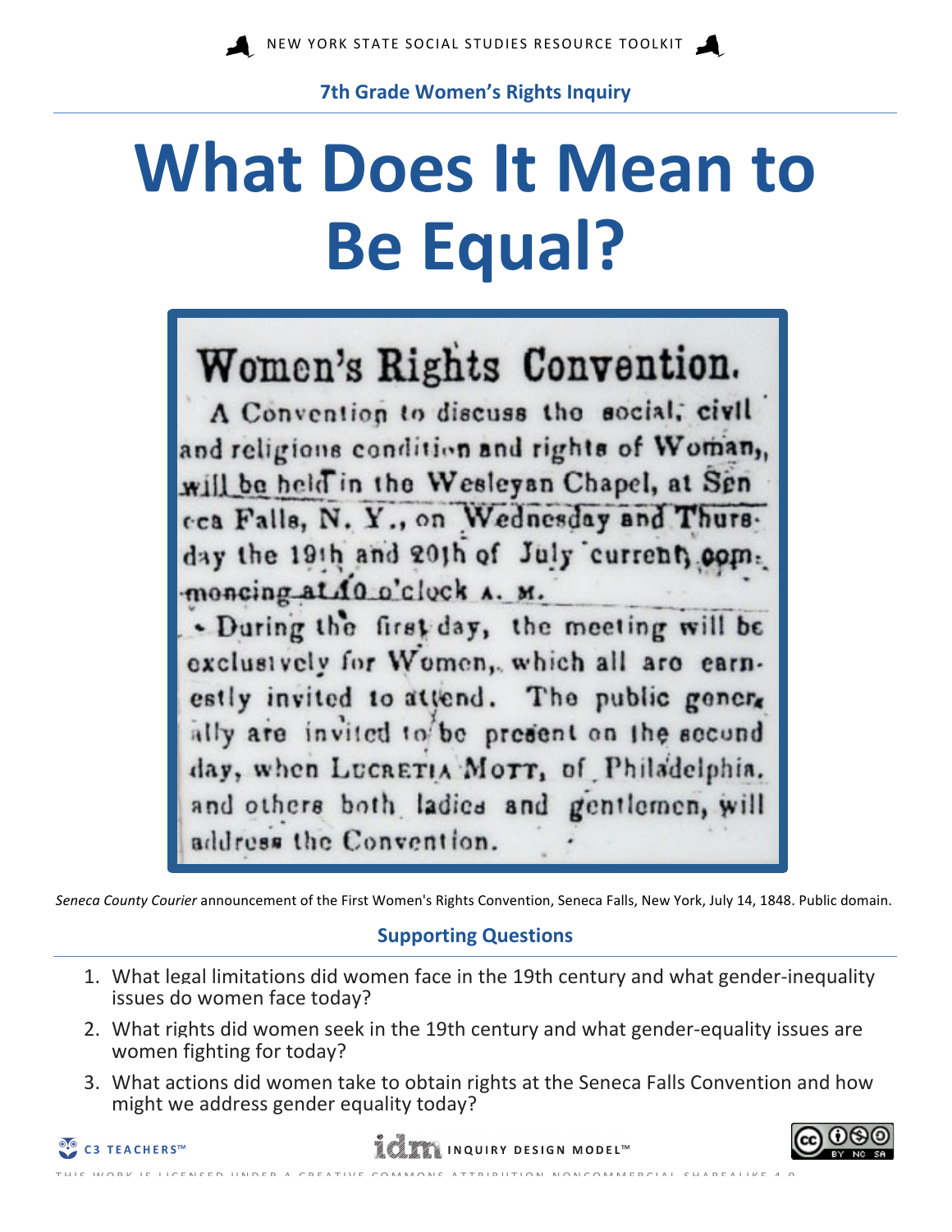NEW YORK STATE SOCIAL STUDIES RESOURCE TOOLKIT

**7th Grade Women's Rights Inquiry**

# What Does It Mean to Be Equal?

## Women's Rights Convention.

A Convention to discuss the social, civil and religious condition and rights of Woman, will be held in the Wesleyan Chapel, at Seneca Falls, N. Y., on Wednesday and Thursday the 19th and 20th of July current, commencing at 10 o'clock A. M.

During the first day, the meeting will be exclusively for Women, which all are earnestly invited to attend. The public generally are invited to be present on the second day, when LUCRETIA MOTT, of Philadelphia, and others both ladies and gentlemen, will address the Convention.

*Seneca County Courier* announcement of the First Women's Rights Convention, Seneca Falls, New York, July 14, 1848. Public domain.

### Supporting Questions

1. What legal limitations did women face in the 19th century and what gender-inequality issues do women face today?
2. What rights did women seek in the 19th century and what gender-equality issues are women fighting for today?
3. What actions did women take to obtain rights at the Seneca Falls Convention and how might we address gender equality today?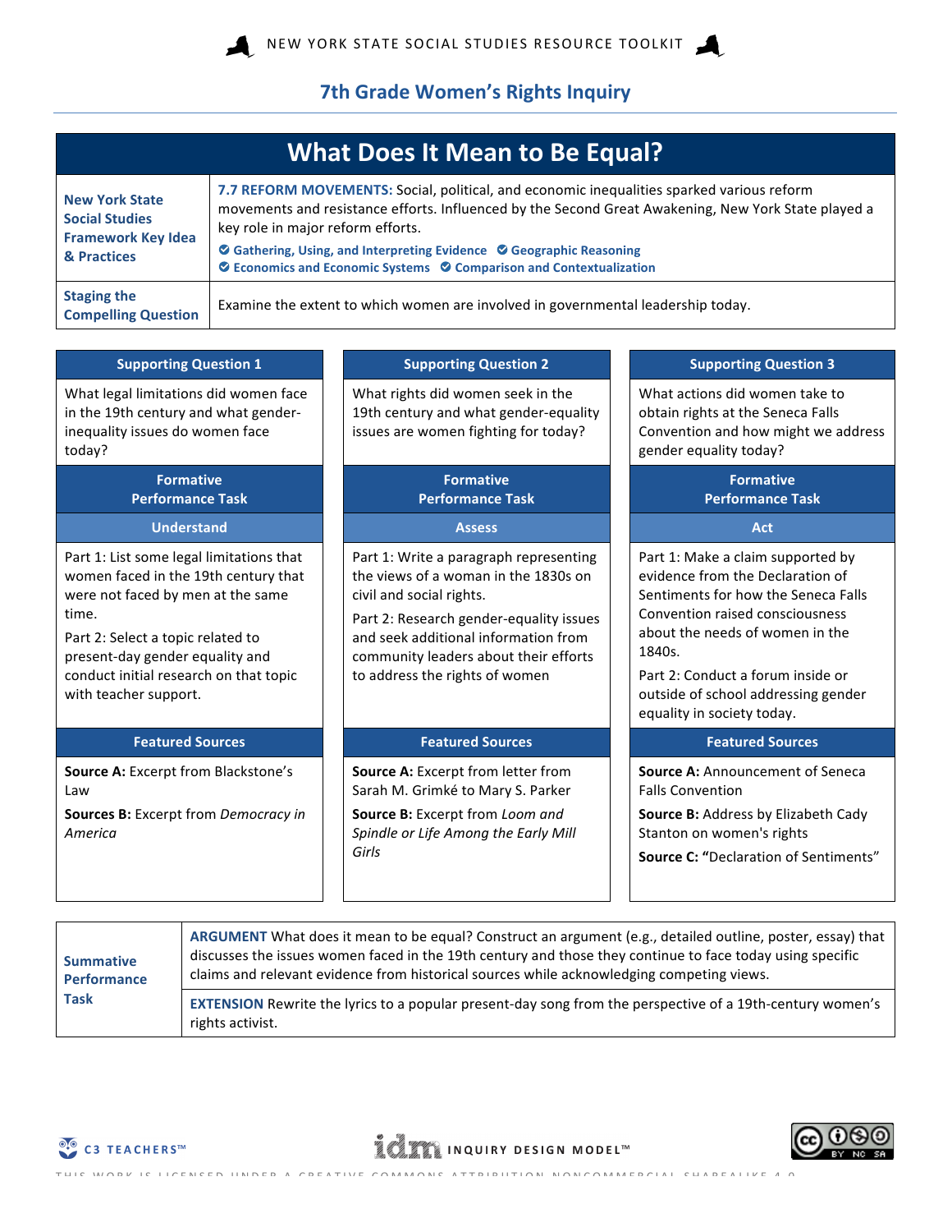## 7th Grade Women's Rights Inquiry

# What Does It Mean to Be Equal?

| | |
|---|---|
| **New York State Social Studies Framework Key Idea & Practices** | **7.7 REFORM MOVEMENTS:** Social, political, and economic inequalities sparked various reform movements and resistance efforts. Influenced by the Second Great Awakening, New York State played a key role in major reform efforts. ✔ Gathering, Using, and Interpreting Evidence ✔ Geographic Reasoning ✔ Economics and Economic Systems ✔ Comparison and Contextualization |
| **Staging the Compelling Question** | Examine the extent to which women are involved in governmental leadership today. |

| Supporting Question 1 | Supporting Question 2 | Supporting Question 3 |
|---|---|---|
| What legal limitations did women face in the 19th century and what gender-inequality issues do women face today? | What rights did women seek in the 19th century and what gender-equality issues are women fighting for today? | What actions did women take to obtain rights at the Seneca Falls Convention and how might we address gender equality today? |
| **Formative Performance Task** | **Formative Performance Task** | **Formative Performance Task** |
| **Understand** | **Assess** | **Act** |
| Part 1: List some legal limitations that women faced in the 19th century that were not faced by men at the same time. Part 2: Select a topic related to present-day gender equality and conduct initial research on that topic with teacher support. | Part 1: Write a paragraph representing the views of a woman in the 1830s on civil and social rights. Part 2: Research gender-equality issues and seek additional information from community leaders about their efforts to address the rights of women | Part 1: Make a claim supported by evidence from the Declaration of Sentiments for how the Seneca Falls Convention raised consciousness about the needs of women in the 1840s. Part 2: Conduct a forum inside or outside of school addressing gender equality in society today. |
| **Featured Sources** | **Featured Sources** | **Featured Sources** |
| **Source A:** Excerpt from Blackstone's Law **Sources B:** Excerpt from *Democracy in America* | **Source A:** Excerpt from letter from Sarah M. Grimké to Mary S. Parker **Source B:** Excerpt from *Loom and Spindle or Life Among the Early Mill Girls* | **Source A:** Announcement of Seneca Falls Convention **Source B:** Address by Elizabeth Cady Stanton on women's rights **Source C:** "Declaration of Sentiments" |

| | |
|---|---|
| **Summative Performance Task** | **ARGUMENT** What does it mean to be equal? Construct an argument (e.g., detailed outline, poster, essay) that discusses the issues women faced in the 19th century and those they continue to face today using specific claims and relevant evidence from historical sources while acknowledging competing views. |
| | **EXTENSION** Rewrite the lyrics to a popular present-day song from the perspective of a 19th-century women's rights activist. |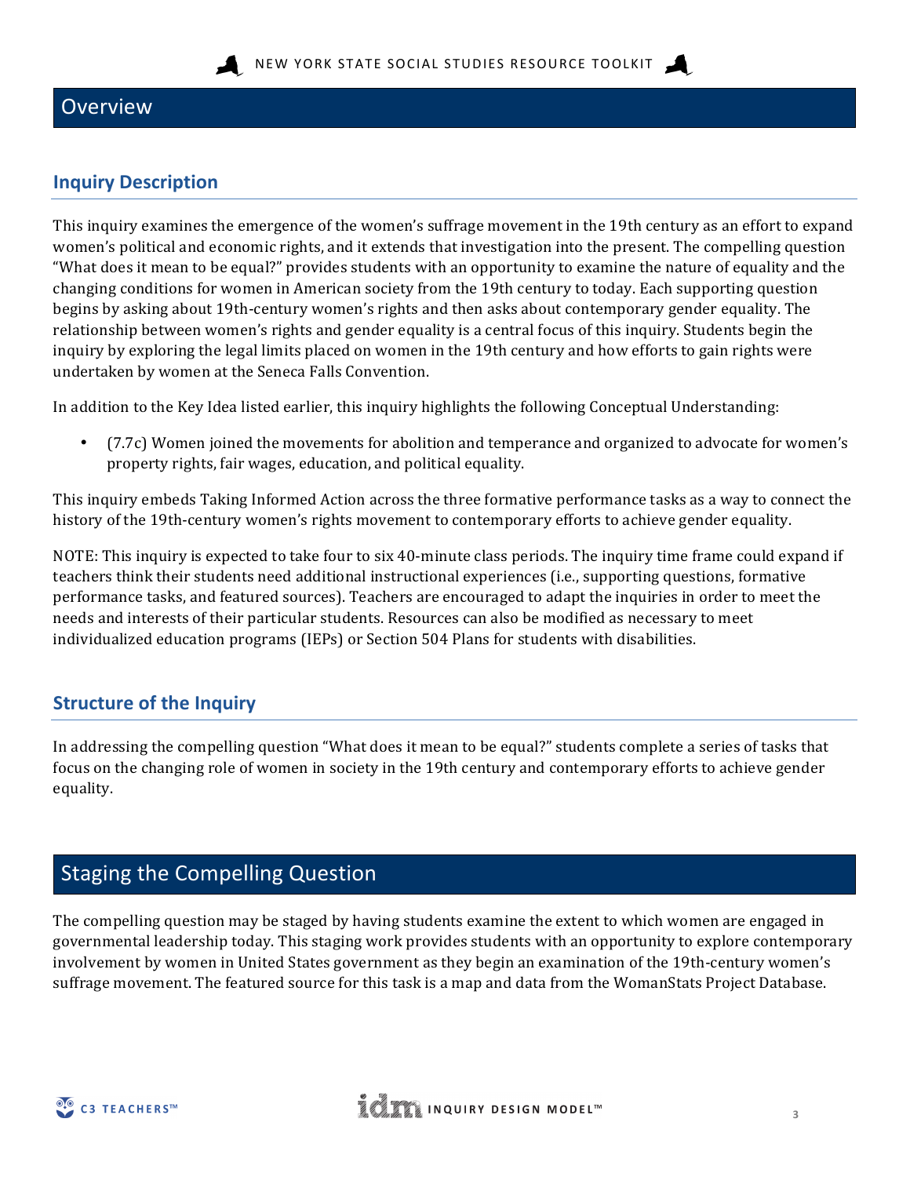# Overview

## Inquiry Description

This inquiry examines the emergence of the women's suffrage movement in the 19th century as an effort to expand women's political and economic rights, and it extends that investigation into the present. The compelling question "What does it mean to be equal?" provides students with an opportunity to examine the nature of equality and the changing conditions for women in American society from the 19th century to today. Each supporting question begins by asking about 19th-century women's rights and then asks about contemporary gender equality. The relationship between women's rights and gender equality is a central focus of this inquiry. Students begin the inquiry by exploring the legal limits placed on women in the 19th century and how efforts to gain rights were undertaken by women at the Seneca Falls Convention.

In addition to the Key Idea listed earlier, this inquiry highlights the following Conceptual Understanding:

- (7.7c) Women joined the movements for abolition and temperance and organized to advocate for women's property rights, fair wages, education, and political equality.

This inquiry embeds Taking Informed Action across the three formative performance tasks as a way to connect the history of the 19th-century women's rights movement to contemporary efforts to achieve gender equality.

NOTE: This inquiry is expected to take four to six 40-minute class periods. The inquiry time frame could expand if teachers think their students need additional instructional experiences (i.e., supporting questions, formative performance tasks, and featured sources). Teachers are encouraged to adapt the inquiries in order to meet the needs and interests of their particular students. Resources can also be modified as necessary to meet individualized education programs (IEPs) or Section 504 Plans for students with disabilities.

## Structure of the Inquiry

In addressing the compelling question "What does it mean to be equal?" students complete a series of tasks that focus on the changing role of women in society in the 19th century and contemporary efforts to achieve gender equality.

# Staging the Compelling Question

The compelling question may be staged by having students examine the extent to which women are engaged in governmental leadership today. This staging work provides students with an opportunity to explore contemporary involvement by women in United States government as they begin an examination of the 19th-century women's suffrage movement. The featured source for this task is a map and data from the WomanStats Project Database.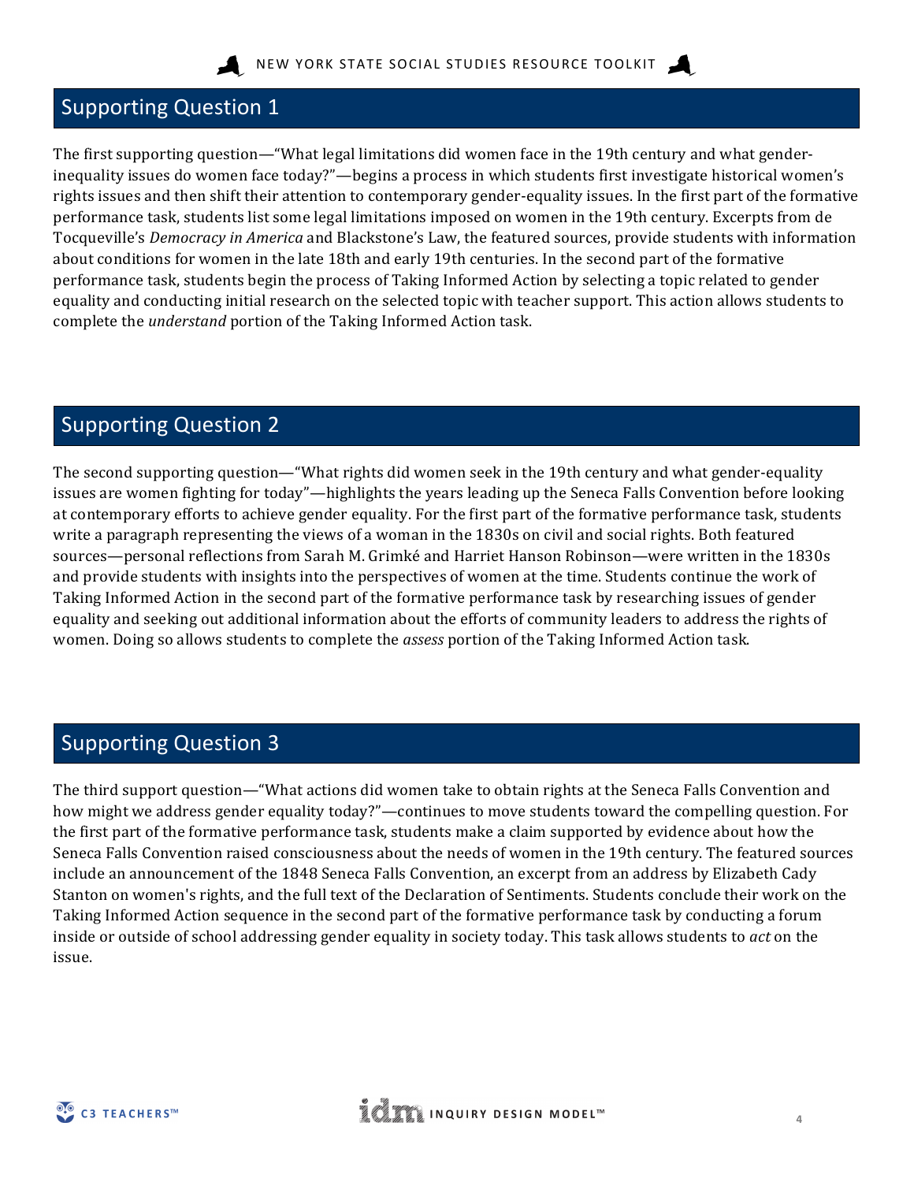## Supporting Question 1

The first supporting question—"What legal limitations did women face in the 19th century and what gender-inequality issues do women face today?"—begins a process in which students first investigate historical women's rights issues and then shift their attention to contemporary gender-equality issues. In the first part of the formative performance task, students list some legal limitations imposed on women in the 19th century. Excerpts from de Tocqueville's *Democracy in America* and Blackstone's Law, the featured sources, provide students with information about conditions for women in the late 18th and early 19th centuries. In the second part of the formative performance task, students begin the process of Taking Informed Action by selecting a topic related to gender equality and conducting initial research on the selected topic with teacher support. This action allows students to complete the *understand* portion of the Taking Informed Action task.

## Supporting Question 2

The second supporting question—"What rights did women seek in the 19th century and what gender-equality issues are women fighting for today"—highlights the years leading up the Seneca Falls Convention before looking at contemporary efforts to achieve gender equality. For the first part of the formative performance task, students write a paragraph representing the views of a woman in the 1830s on civil and social rights. Both featured sources—personal reflections from Sarah M. Grimké and Harriet Hanson Robinson—were written in the 1830s and provide students with insights into the perspectives of women at the time. Students continue the work of Taking Informed Action in the second part of the formative performance task by researching issues of gender equality and seeking out additional information about the efforts of community leaders to address the rights of women. Doing so allows students to complete the *assess* portion of the Taking Informed Action task.

## Supporting Question 3

The third support question—"What actions did women take to obtain rights at the Seneca Falls Convention and how might we address gender equality today?"—continues to move students toward the compelling question. For the first part of the formative performance task, students make a claim supported by evidence about how the Seneca Falls Convention raised consciousness about the needs of women in the 19th century. The featured sources include an announcement of the 1848 Seneca Falls Convention, an excerpt from an address by Elizabeth Cady Stanton on women's rights, and the full text of the Declaration of Sentiments. Students conclude their work on the Taking Informed Action sequence in the second part of the formative performance task by conducting a forum inside or outside of school addressing gender equality in society today. This task allows students to *act* on the issue.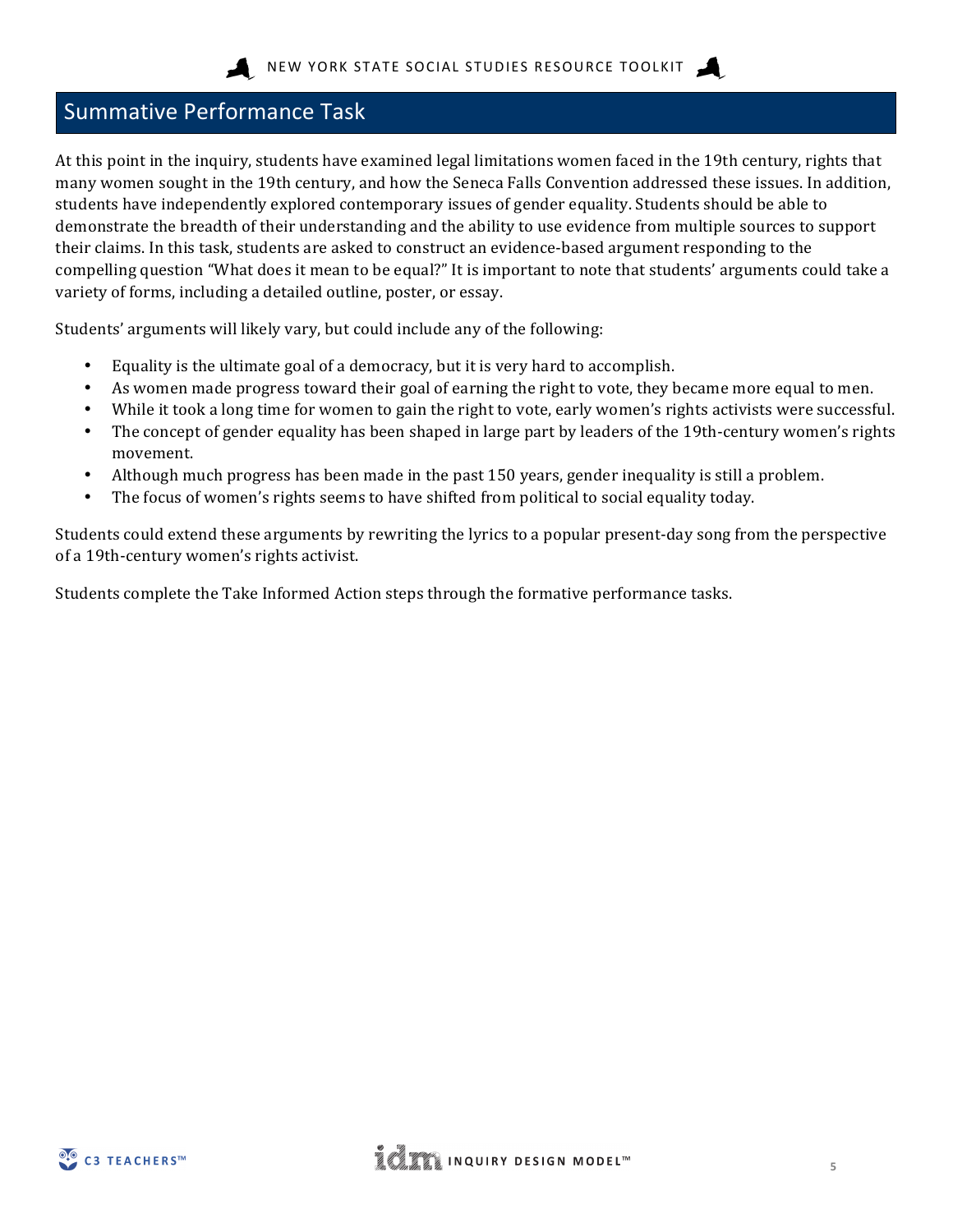## Summative Performance Task

At this point in the inquiry, students have examined legal limitations women faced in the 19th century, rights that many women sought in the 19th century, and how the Seneca Falls Convention addressed these issues. In addition, students have independently explored contemporary issues of gender equality. Students should be able to demonstrate the breadth of their understanding and the ability to use evidence from multiple sources to support their claims. In this task, students are asked to construct an evidence-based argument responding to the compelling question "What does it mean to be equal?" It is important to note that students' arguments could take a variety of forms, including a detailed outline, poster, or essay.

Students' arguments will likely vary, but could include any of the following:

- Equality is the ultimate goal of a democracy, but it is very hard to accomplish.
- As women made progress toward their goal of earning the right to vote, they became more equal to men.
- While it took a long time for women to gain the right to vote, early women's rights activists were successful.
- The concept of gender equality has been shaped in large part by leaders of the 19th-century women's rights movement.
- Although much progress has been made in the past 150 years, gender inequality is still a problem.
- The focus of women's rights seems to have shifted from political to social equality today.

Students could extend these arguments by rewriting the lyrics to a popular present-day song from the perspective of a 19th-century women's rights activist.

Students complete the Take Informed Action steps through the formative performance tasks.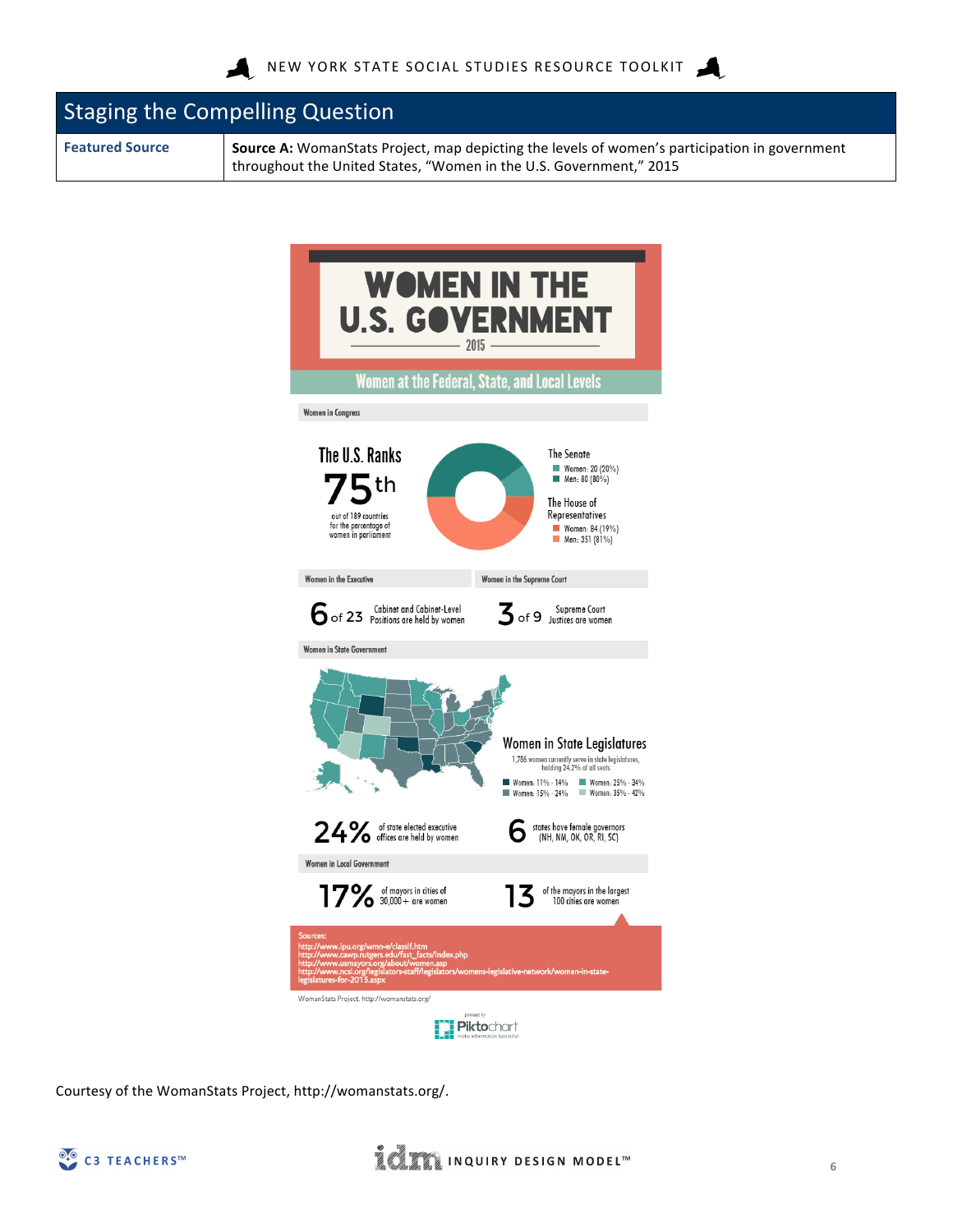## Staging the Compelling Question

| Featured Source | **Source A:** WomanStats Project, map depicting the levels of women's participation in government throughout the United States, "Women in the U.S. Government," 2015 |
|---|---|

# WOMEN IN THE U.S. GOVERNMENT

2015

## Women at the Federal, State, and Local Levels

### Women in Congress

**The U.S. Ranks 75th** out of 189 countries for the percentage of women in parliament

The Senate
- Women: 20 (20%)
- Men: 80 (80%)

The House of Representatives
- Women: 84 (19%)
- Men: 351 (81%)

### Women in the Executive

**6** of 23 Cabinet and Cabinet-Level Positions are held by women

### Women in the Supreme Court

**3** of 9 Supreme Court Justices are women

### Women in State Government

**Women in State Legislatures**

1,786 women currently serve in state legislatures, holding 24.2% of all seats

- Women: 11% - 14%
- Women: 15% - 24%
- Women: 25% - 34%
- Women: 35% - 42%

**24%** of state elected executive offices are held by women

**6** states have female governors (NH, NM, OK, OR, RI, SC)

### Women in Local Government

**17%** of mayors in cities of 30,000+ are women

**13** of the mayors in the largest 100 cities are women

Sources:
http://www.ipu.org/wmn-e/classif.htm
http://www.cawp.rutgers.edu/fast_facts/index.php
http://www.usmayors.org/about/women.asp
http://www.ncsl.org/legislators-staff/legislators/womens-legislative-network/women-in-state-legislatures-for-2015.aspx

WomanStats Project, http://womanstats.org/

powered by Piktochart

Courtesy of the WomanStats Project, http://womanstats.org/.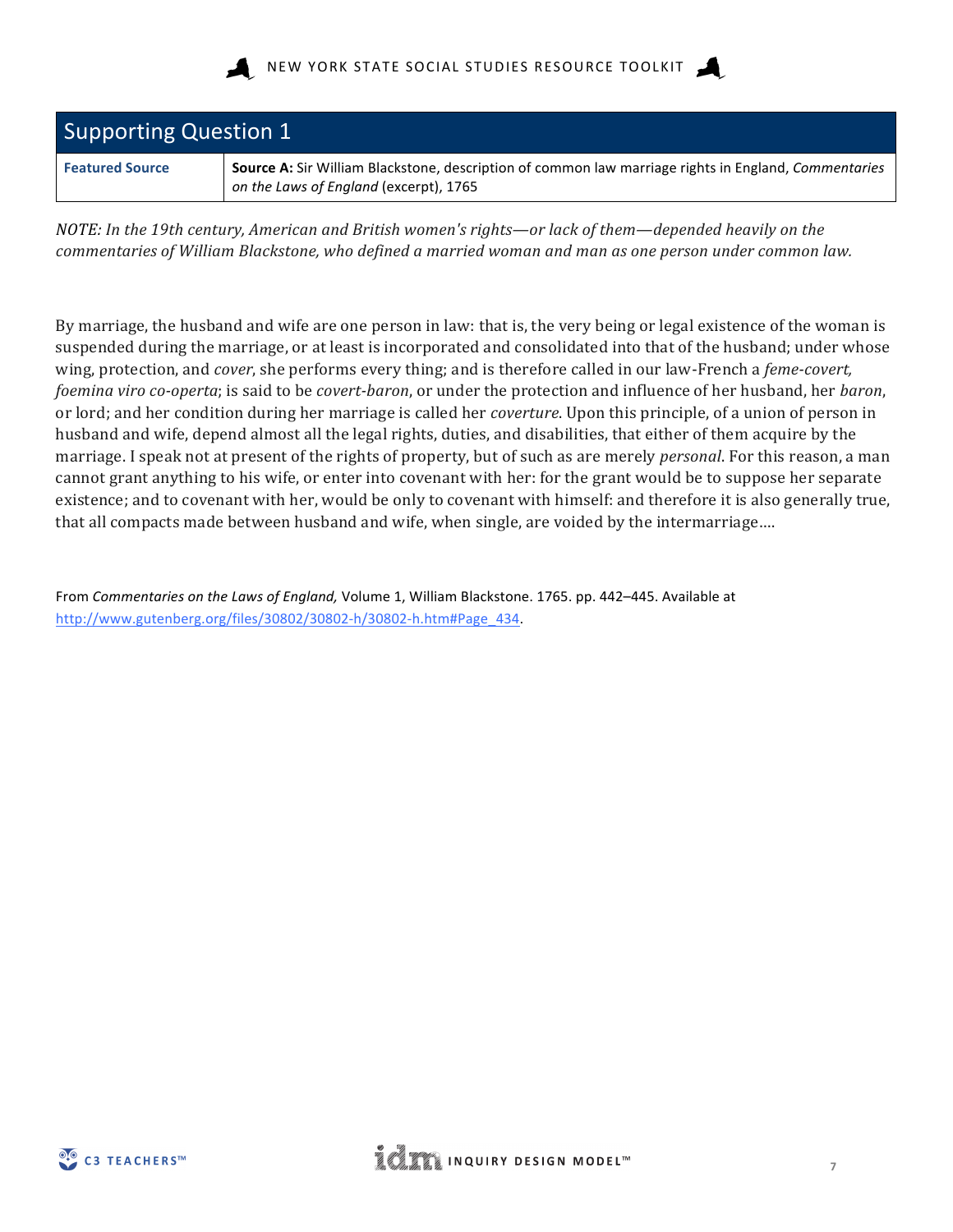## Supporting Question 1

| Featured Source | **Source A:** Sir William Blackstone, description of common law marriage rights in England, *Commentaries on the Laws of England* (excerpt), 1765 |
|---|---|

*NOTE: In the 19th century, American and British women's rights—or lack of them—depended heavily on the commentaries of William Blackstone, who defined a married woman and man as one person under common law.*

By marriage, the husband and wife are one person in law: that is, the very being or legal existence of the woman is suspended during the marriage, or at least is incorporated and consolidated into that of the husband; under whose wing, protection, and *cover*, she performs every thing; and is therefore called in our law-French a *feme-covert, foemina viro co-operta*; is said to be *covert-baron*, or under the protection and influence of her husband, her *baron*, or lord; and her condition during her marriage is called her *coverture*. Upon this principle, of a union of person in husband and wife, depend almost all the legal rights, duties, and disabilities, that either of them acquire by the marriage. I speak not at present of the rights of property, but of such as are merely *personal*. For this reason, a man cannot grant anything to his wife, or enter into covenant with her: for the grant would be to suppose her separate existence; and to covenant with her, would be only to covenant with himself: and therefore it is also generally true, that all compacts made between husband and wife, when single, are voided by the intermarriage....

From *Commentaries on the Laws of England,* Volume 1, William Blackstone. 1765. pp. 442–445. Available at http://www.gutenberg.org/files/30802/30802-h/30802-h.htm#Page_434.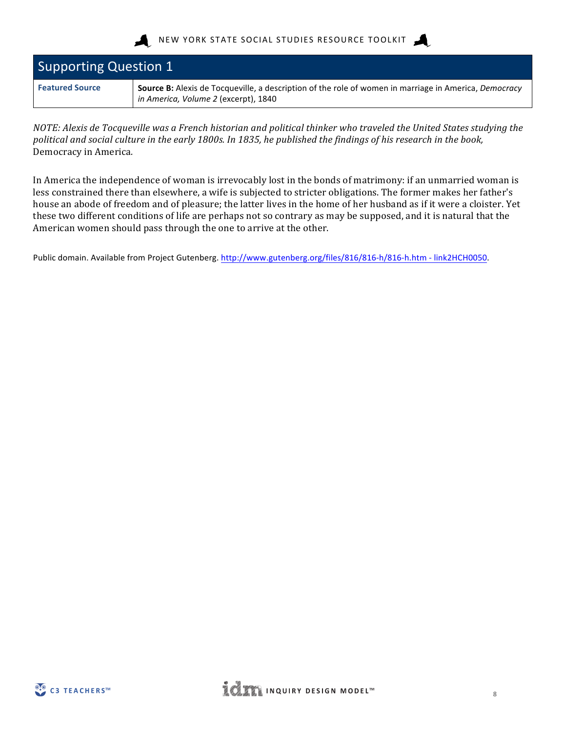## Supporting Question 1

| Featured Source | **Source B:** Alexis de Tocqueville, a description of the role of women in marriage in America, *Democracy in America, Volume 2* (excerpt), 1840 |
|---|---|

*NOTE: Alexis de Tocqueville was a French historian and political thinker who traveled the United States studying the political and social culture in the early 1800s. In 1835, he published the findings of his research in the book,* Democracy in America*.*

In America the independence of woman is irrevocably lost in the bonds of matrimony: if an unmarried woman is less constrained there than elsewhere, a wife is subjected to stricter obligations. The former makes her father's house an abode of freedom and of pleasure; the latter lives in the home of her husband as if it were a cloister. Yet these two different conditions of life are perhaps not so contrary as may be supposed, and it is natural that the American women should pass through the one to arrive at the other.

Public domain. Available from Project Gutenberg. http://www.gutenberg.org/files/816/816-h/816-h.htm - link2HCH0050.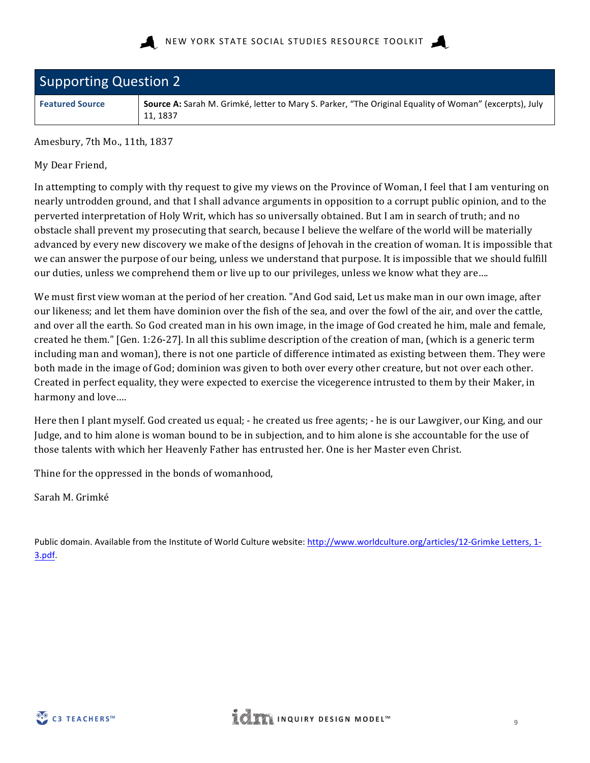## Supporting Question 2

| Featured Source | **Source A:** Sarah M. Grimké, letter to Mary S. Parker, "The Original Equality of Woman" (excerpts), July 11, 1837 |
| --- | --- |

Amesbury, 7th Mo., 11th, 1837

My Dear Friend,

In attempting to comply with thy request to give my views on the Province of Woman, I feel that I am venturing on nearly untrodden ground, and that I shall advance arguments in opposition to a corrupt public opinion, and to the perverted interpretation of Holy Writ, which has so universally obtained. But I am in search of truth; and no obstacle shall prevent my prosecuting that search, because I believe the welfare of the world will be materially advanced by every new discovery we make of the designs of Jehovah in the creation of woman. It is impossible that we can answer the purpose of our being, unless we understand that purpose. It is impossible that we should fulfill our duties, unless we comprehend them or live up to our privileges, unless we know what they are....

We must first view woman at the period of her creation. "And God said, Let us make man in our own image, after our likeness; and let them have dominion over the fish of the sea, and over the fowl of the air, and over the cattle, and over all the earth. So God created man in his own image, in the image of God created he him, male and female, created he them." [Gen. 1:26-27]. In all this sublime description of the creation of man, (which is a generic term including man and woman), there is not one particle of difference intimated as existing between them. They were both made in the image of God; dominion was given to both over every other creature, but not over each other. Created in perfect equality, they were expected to exercise the vicegerence intrusted to them by their Maker, in harmony and love....

Here then I plant myself. God created us equal; - he created us free agents; - he is our Lawgiver, our King, and our Judge, and to him alone is woman bound to be in subjection, and to him alone is she accountable for the use of those talents with which her Heavenly Father has entrusted her. One is her Master even Christ.

Thine for the oppressed in the bonds of womanhood,

Sarah M. Grimké

Public domain. Available from the Institute of World Culture website: http://www.worldculture.org/articles/12-Grimke Letters, 1-3.pdf.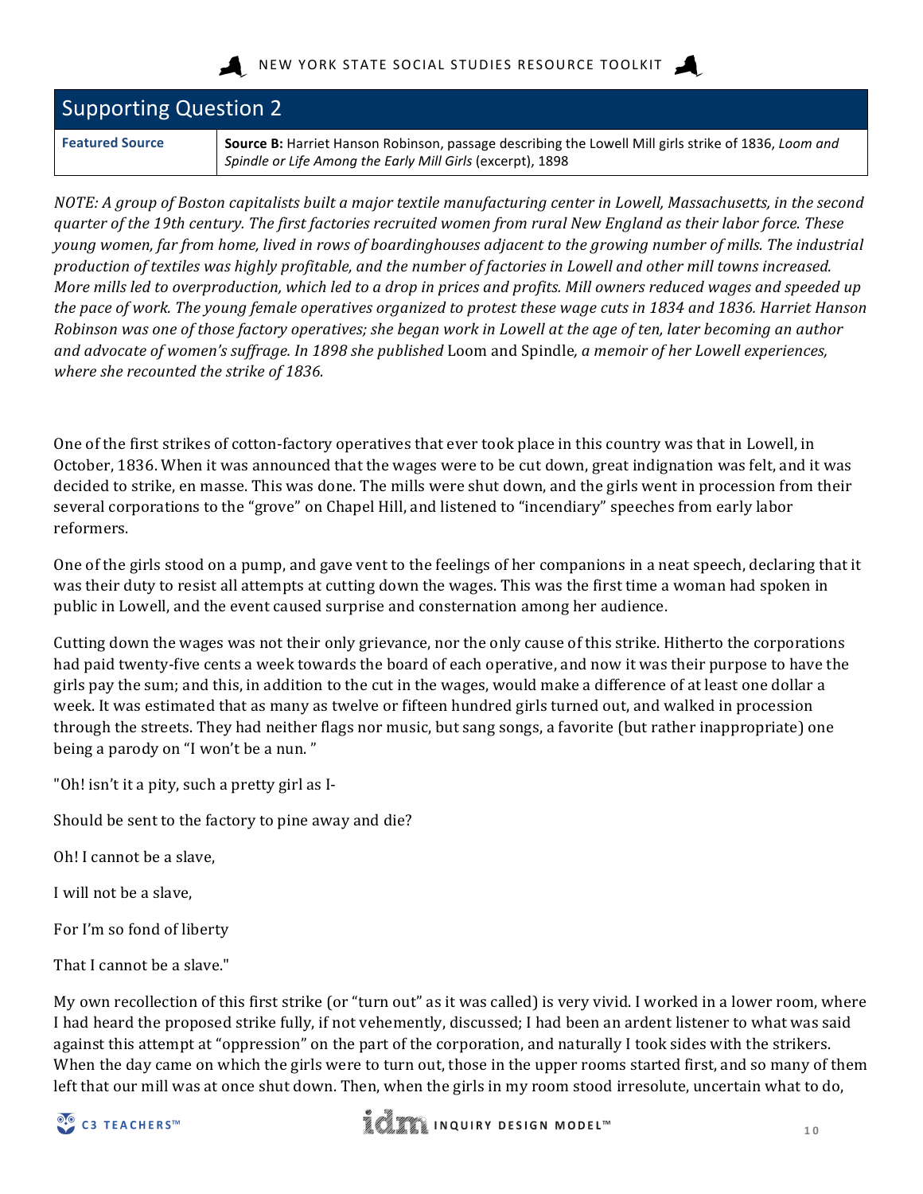## Supporting Question 2

| Featured Source | **Source B:** Harriet Hanson Robinson, passage describing the Lowell Mill girls strike of 1836, *Loom and Spindle or Life Among the Early Mill Girls* (excerpt), 1898 |
|---|---|

*NOTE: A group of Boston capitalists built a major textile manufacturing center in Lowell, Massachusetts, in the second quarter of the 19th century. The first factories recruited women from rural New England as their labor force. These young women, far from home, lived in rows of boardinghouses adjacent to the growing number of mills. The industrial production of textiles was highly profitable, and the number of factories in Lowell and other mill towns increased. More mills led to overproduction, which led to a drop in prices and profits. Mill owners reduced wages and speeded up the pace of work. The young female operatives organized to protest these wage cuts in 1834 and 1836. Harriet Hanson Robinson was one of those factory operatives; she began work in Lowell at the age of ten, later becoming an author and advocate of women's suffrage. In 1898 she published* Loom and Spindle*, a memoir of her Lowell experiences, where she recounted the strike of 1836.*

One of the first strikes of cotton-factory operatives that ever took place in this country was that in Lowell, in October, 1836. When it was announced that the wages were to be cut down, great indignation was felt, and it was decided to strike, en masse. This was done. The mills were shut down, and the girls went in procession from their several corporations to the "grove" on Chapel Hill, and listened to "incendiary" speeches from early labor reformers.

One of the girls stood on a pump, and gave vent to the feelings of her companions in a neat speech, declaring that it was their duty to resist all attempts at cutting down the wages. This was the first time a woman had spoken in public in Lowell, and the event caused surprise and consternation among her audience.

Cutting down the wages was not their only grievance, nor the only cause of this strike. Hitherto the corporations had paid twenty-five cents a week towards the board of each operative, and now it was their purpose to have the girls pay the sum; and this, in addition to the cut in the wages, would make a difference of at least one dollar a week. It was estimated that as many as twelve or fifteen hundred girls turned out, and walked in procession through the streets. They had neither flags nor music, but sang songs, a favorite (but rather inappropriate) one being a parody on "I won't be a nun."

"Oh! isn't it a pity, such a pretty girl as I-

Should be sent to the factory to pine away and die?

Oh! I cannot be a slave,

I will not be a slave,

For I'm so fond of liberty

That I cannot be a slave."

My own recollection of this first strike (or "turn out" as it was called) is very vivid. I worked in a lower room, where I had heard the proposed strike fully, if not vehemently, discussed; I had been an ardent listener to what was said against this attempt at "oppression" on the part of the corporation, and naturally I took sides with the strikers. When the day came on which the girls were to turn out, those in the upper rooms started first, and so many of them left that our mill was at once shut down. Then, when the girls in my room stood irresolute, uncertain what to do,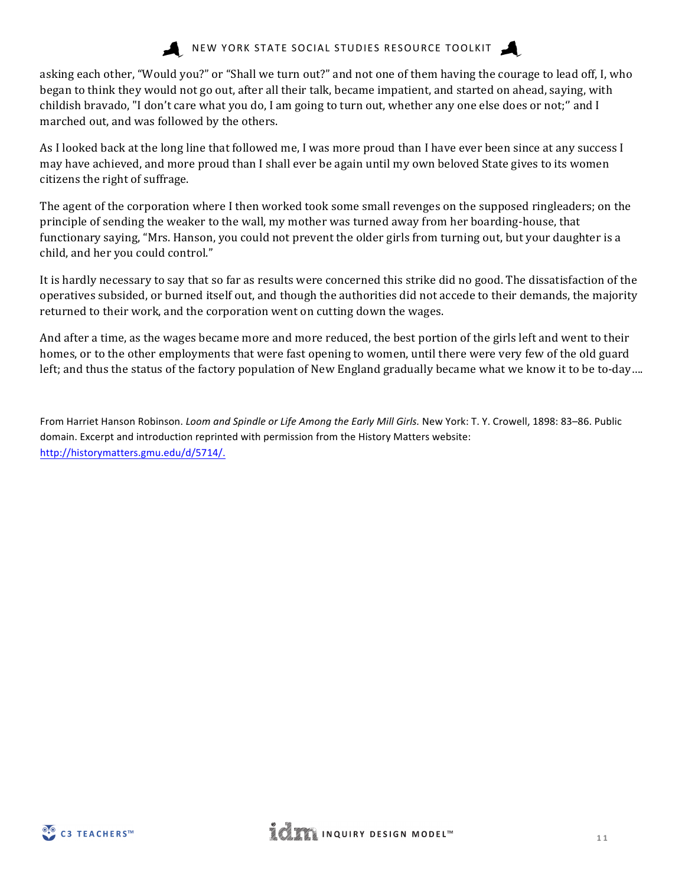asking each other, "Would you?" or "Shall we turn out?" and not one of them having the courage to lead off, I, who began to think they would not go out, after all their talk, became impatient, and started on ahead, saying, with childish bravado, "I don't care what you do, I am going to turn out, whether any one else does or not;" and I marched out, and was followed by the others.

As I looked back at the long line that followed me, I was more proud than I have ever been since at any success I may have achieved, and more proud than I shall ever be again until my own beloved State gives to its women citizens the right of suffrage.

The agent of the corporation where I then worked took some small revenges on the supposed ringleaders; on the principle of sending the weaker to the wall, my mother was turned away from her boarding-house, that functionary saying, "Mrs. Hanson, you could not prevent the older girls from turning out, but your daughter is a child, and her you could control."

It is hardly necessary to say that so far as results were concerned this strike did no good. The dissatisfaction of the operatives subsided, or burned itself out, and though the authorities did not accede to their demands, the majority returned to their work, and the corporation went on cutting down the wages.

And after a time, as the wages became more and more reduced, the best portion of the girls left and went to their homes, or to the other employments that were fast opening to women, until there were very few of the old guard left; and thus the status of the factory population of New England gradually became what we know it to be to-day....

From Harriet Hanson Robinson. *Loom and Spindle or Life Among the Early Mill Girls.* New York: T. Y. Crowell, 1898: 83–86. Public domain. Excerpt and introduction reprinted with permission from the History Matters website: http://historymatters.gmu.edu/d/5714/.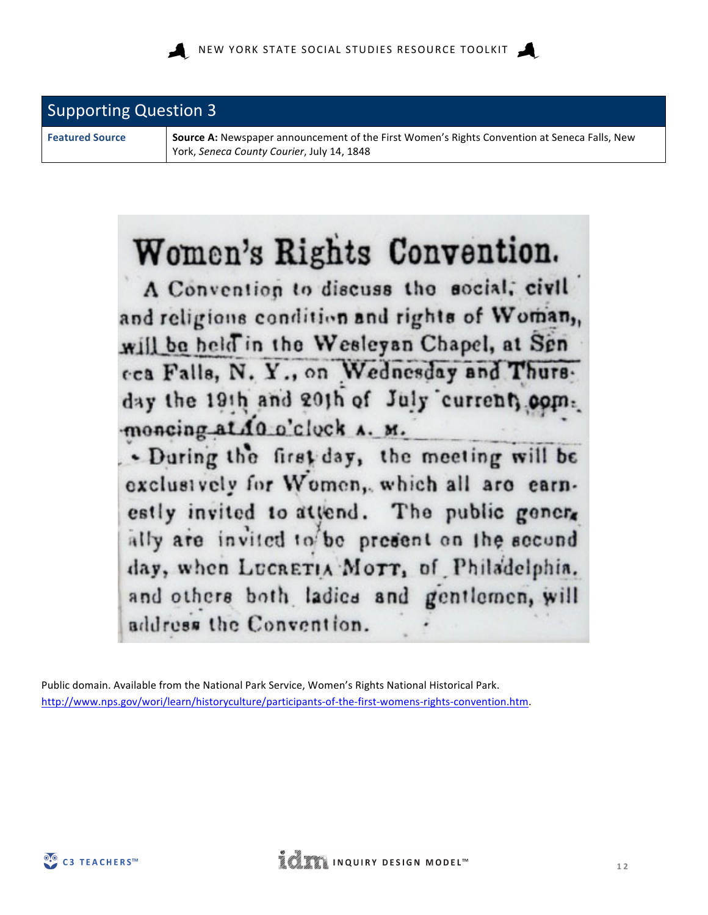## Supporting Question 3

| Featured Source | **Source A:** Newspaper announcement of the First Women's Rights Convention at Seneca Falls, New York, *Seneca County Courier*, July 14, 1848 |
|---|---|

# Women's Rights Convention.

A Convention to discuss the social, civil and religious condition and rights of Woman, will be held in the Wesleyan Chapel, at Seneca Falls, N. Y., on Wednesday and Thursday the 19th and 20th of July current, commencing at 10 o'clock A. M.

During the first day, the meeting will be exclusively for Women, which all are earnestly invited to attend. The public generally are invited to be present on the second day, when LUCRETIA MOTT, of Philadelphia, and others both ladies and gentlemen, will address the Convention.

Public domain. Available from the National Park Service, Women's Rights National Historical Park. http://www.nps.gov/wori/learn/historyculture/participants-of-the-first-womens-rights-convention.htm.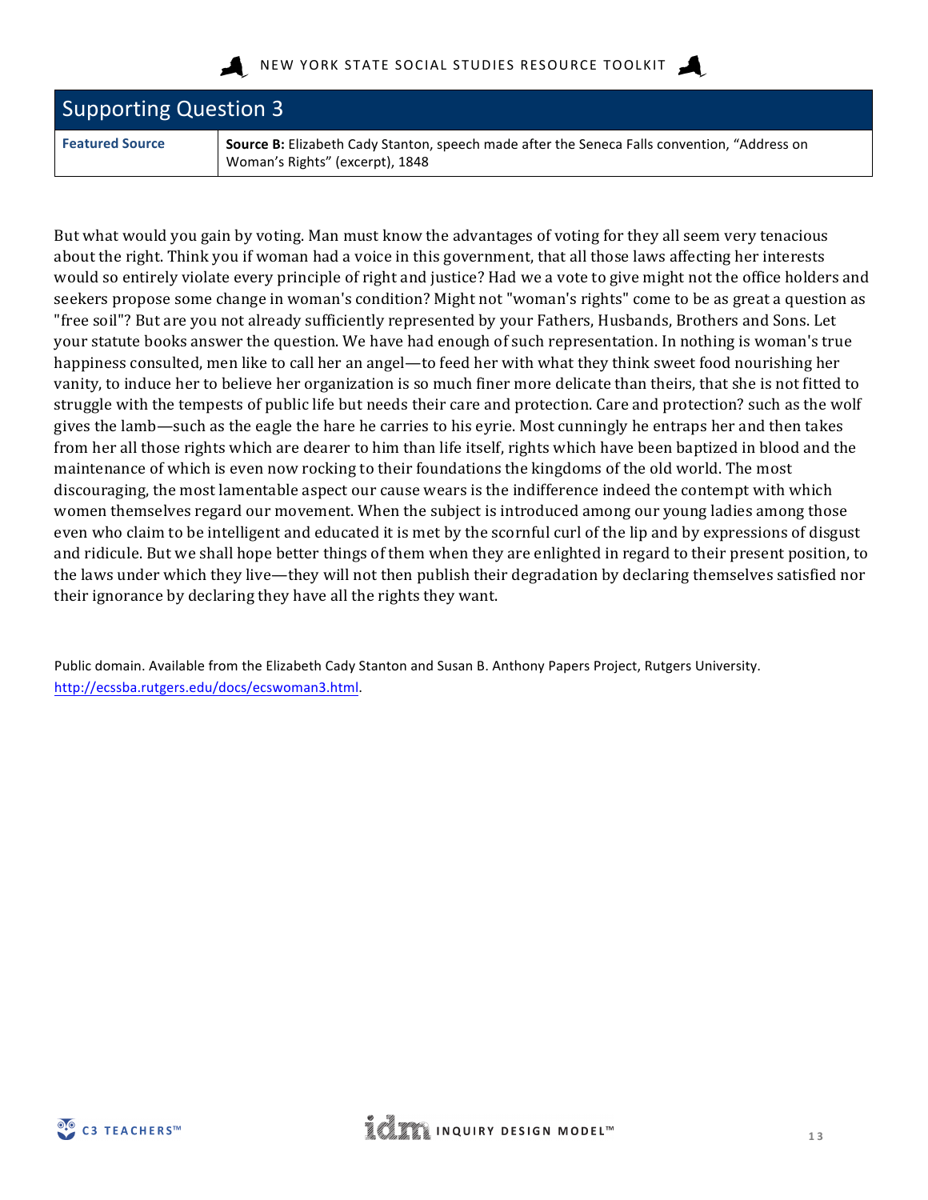## Supporting Question 3

| | |
|---|---|
| **Featured Source** | **Source B:** Elizabeth Cady Stanton, speech made after the Seneca Falls convention, "Address on Woman's Rights" (excerpt), 1848 |

But what would you gain by voting. Man must know the advantages of voting for they all seem very tenacious about the right. Think you if woman had a voice in this government, that all those laws affecting her interests would so entirely violate every principle of right and justice? Had we a vote to give might not the office holders and seekers propose some change in woman's condition? Might not "woman's rights" come to be as great a question as "free soil"? But are you not already sufficiently represented by your Fathers, Husbands, Brothers and Sons. Let your statute books answer the question. We have had enough of such representation. In nothing is woman's true happiness consulted, men like to call her an angel—to feed her with what they think sweet food nourishing her vanity, to induce her to believe her organization is so much finer more delicate than theirs, that she is not fitted to struggle with the tempests of public life but needs their care and protection. Care and protection? such as the wolf gives the lamb—such as the eagle the hare he carries to his eyrie. Most cunningly he entraps her and then takes from her all those rights which are dearer to him than life itself, rights which have been baptized in blood and the maintenance of which is even now rocking to their foundations the kingdoms of the old world. The most discouraging, the most lamentable aspect our cause wears is the indifference indeed the contempt with which women themselves regard our movement. When the subject is introduced among our young ladies among those even who claim to be intelligent and educated it is met by the scornful curl of the lip and by expressions of disgust and ridicule. But we shall hope better things of them when they are enlighted in regard to their present position, to the laws under which they live—they will not then publish their degradation by declaring themselves satisfied nor their ignorance by declaring they have all the rights they want.

Public domain. Available from the Elizabeth Cady Stanton and Susan B. Anthony Papers Project, Rutgers University. http://ecssba.rutgers.edu/docs/ecswoman3.html.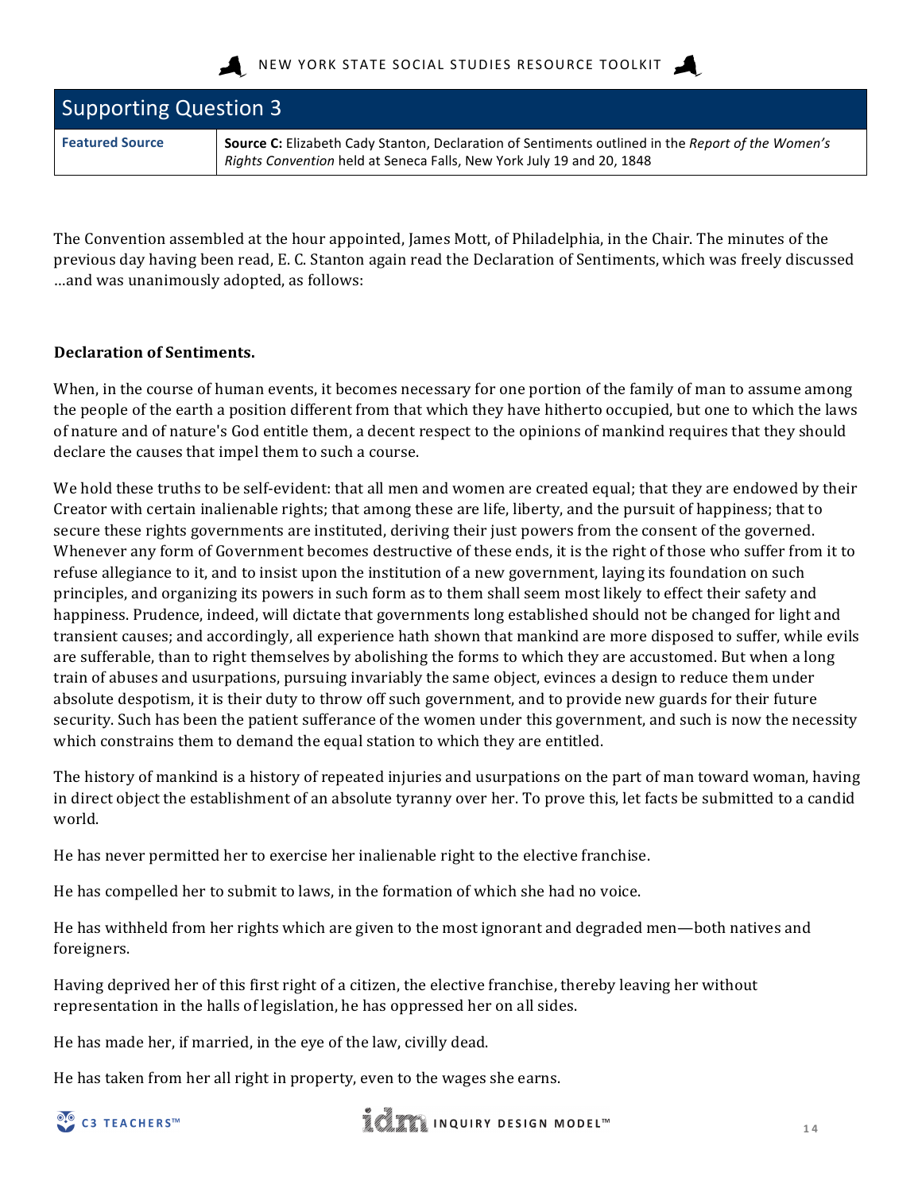## Supporting Question 3

| Featured Source | **Source C:** Elizabeth Cady Stanton, Declaration of Sentiments outlined in the *Report of the Women's Rights Convention* held at Seneca Falls, New York July 19 and 20, 1848 |
|---|---|

The Convention assembled at the hour appointed, James Mott, of Philadelphia, in the Chair. The minutes of the previous day having been read, E. C. Stanton again read the Declaration of Sentiments, which was freely discussed …and was unanimously adopted, as follows:

**Declaration of Sentiments.**

When, in the course of human events, it becomes necessary for one portion of the family of man to assume among the people of the earth a position different from that which they have hitherto occupied, but one to which the laws of nature and of nature's God entitle them, a decent respect to the opinions of mankind requires that they should declare the causes that impel them to such a course.

We hold these truths to be self-evident: that all men and women are created equal; that they are endowed by their Creator with certain inalienable rights; that among these are life, liberty, and the pursuit of happiness; that to secure these rights governments are instituted, deriving their just powers from the consent of the governed. Whenever any form of Government becomes destructive of these ends, it is the right of those who suffer from it to refuse allegiance to it, and to insist upon the institution of a new government, laying its foundation on such principles, and organizing its powers in such form as to them shall seem most likely to effect their safety and happiness. Prudence, indeed, will dictate that governments long established should not be changed for light and transient causes; and accordingly, all experience hath shown that mankind are more disposed to suffer, while evils are sufferable, than to right themselves by abolishing the forms to which they are accustomed. But when a long train of abuses and usurpations, pursuing invariably the same object, evinces a design to reduce them under absolute despotism, it is their duty to throw off such government, and to provide new guards for their future security. Such has been the patient sufferance of the women under this government, and such is now the necessity which constrains them to demand the equal station to which they are entitled.

The history of mankind is a history of repeated injuries and usurpations on the part of man toward woman, having in direct object the establishment of an absolute tyranny over her. To prove this, let facts be submitted to a candid world.

He has never permitted her to exercise her inalienable right to the elective franchise.

He has compelled her to submit to laws, in the formation of which she had no voice.

He has withheld from her rights which are given to the most ignorant and degraded men—both natives and foreigners.

Having deprived her of this first right of a citizen, the elective franchise, thereby leaving her without representation in the halls of legislation, he has oppressed her on all sides.

He has made her, if married, in the eye of the law, civilly dead.

He has taken from her all right in property, even to the wages she earns.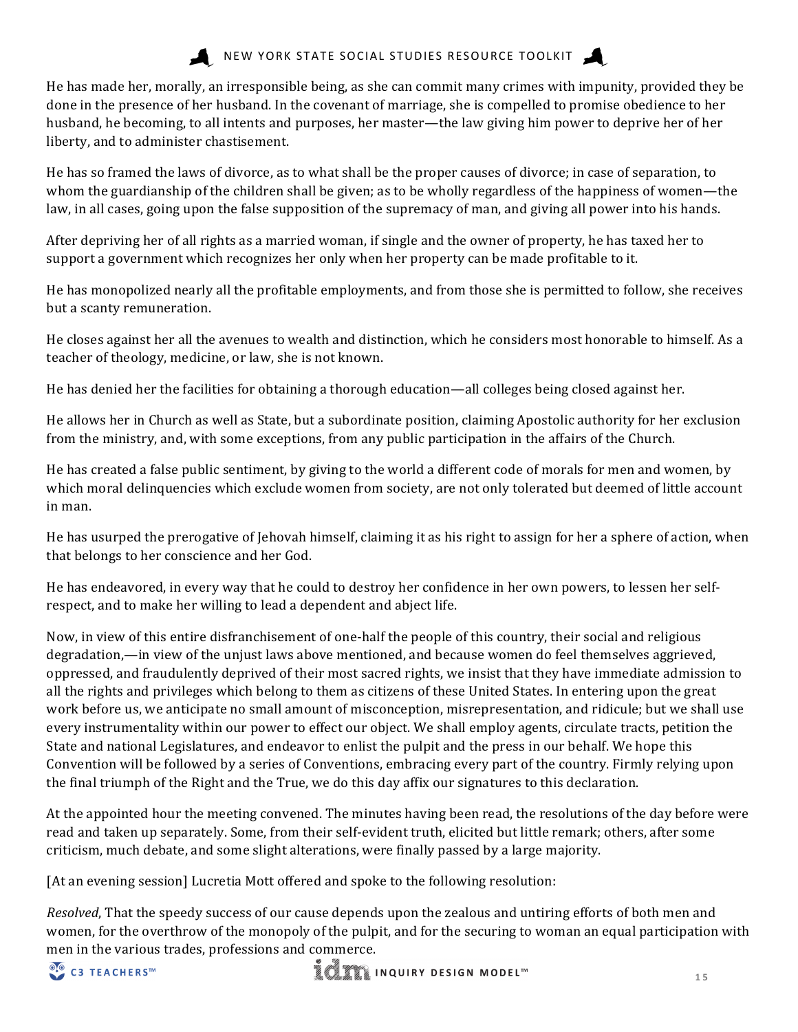He has made her, morally, an irresponsible being, as she can commit many crimes with impunity, provided they be done in the presence of her husband. In the covenant of marriage, she is compelled to promise obedience to her husband, he becoming, to all intents and purposes, her master—the law giving him power to deprive her of her liberty, and to administer chastisement.

He has so framed the laws of divorce, as to what shall be the proper causes of divorce; in case of separation, to whom the guardianship of the children shall be given; as to be wholly regardless of the happiness of women—the law, in all cases, going upon the false supposition of the supremacy of man, and giving all power into his hands.

After depriving her of all rights as a married woman, if single and the owner of property, he has taxed her to support a government which recognizes her only when her property can be made profitable to it.

He has monopolized nearly all the profitable employments, and from those she is permitted to follow, she receives but a scanty remuneration.

He closes against her all the avenues to wealth and distinction, which he considers most honorable to himself. As a teacher of theology, medicine, or law, she is not known.

He has denied her the facilities for obtaining a thorough education—all colleges being closed against her.

He allows her in Church as well as State, but a subordinate position, claiming Apostolic authority for her exclusion from the ministry, and, with some exceptions, from any public participation in the affairs of the Church.

He has created a false public sentiment, by giving to the world a different code of morals for men and women, by which moral delinquencies which exclude women from society, are not only tolerated but deemed of little account in man.

He has usurped the prerogative of Jehovah himself, claiming it as his right to assign for her a sphere of action, when that belongs to her conscience and her God.

He has endeavored, in every way that he could to destroy her confidence in her own powers, to lessen her self-respect, and to make her willing to lead a dependent and abject life.

Now, in view of this entire disfranchisement of one-half the people of this country, their social and religious degradation,—in view of the unjust laws above mentioned, and because women do feel themselves aggrieved, oppressed, and fraudulently deprived of their most sacred rights, we insist that they have immediate admission to all the rights and privileges which belong to them as citizens of these United States. In entering upon the great work before us, we anticipate no small amount of misconception, misrepresentation, and ridicule; but we shall use every instrumentality within our power to effect our object. We shall employ agents, circulate tracts, petition the State and national Legislatures, and endeavor to enlist the pulpit and the press in our behalf. We hope this Convention will be followed by a series of Conventions, embracing every part of the country. Firmly relying upon the final triumph of the Right and the True, we do this day affix our signatures to this declaration.

At the appointed hour the meeting convened. The minutes having been read, the resolutions of the day before were read and taken up separately. Some, from their self-evident truth, elicited but little remark; others, after some criticism, much debate, and some slight alterations, were finally passed by a large majority.

[At an evening session] Lucretia Mott offered and spoke to the following resolution:

*Resolved*, That the speedy success of our cause depends upon the zealous and untiring efforts of both men and women, for the overthrow of the monopoly of the pulpit, and for the securing to woman an equal participation with men in the various trades, professions and commerce.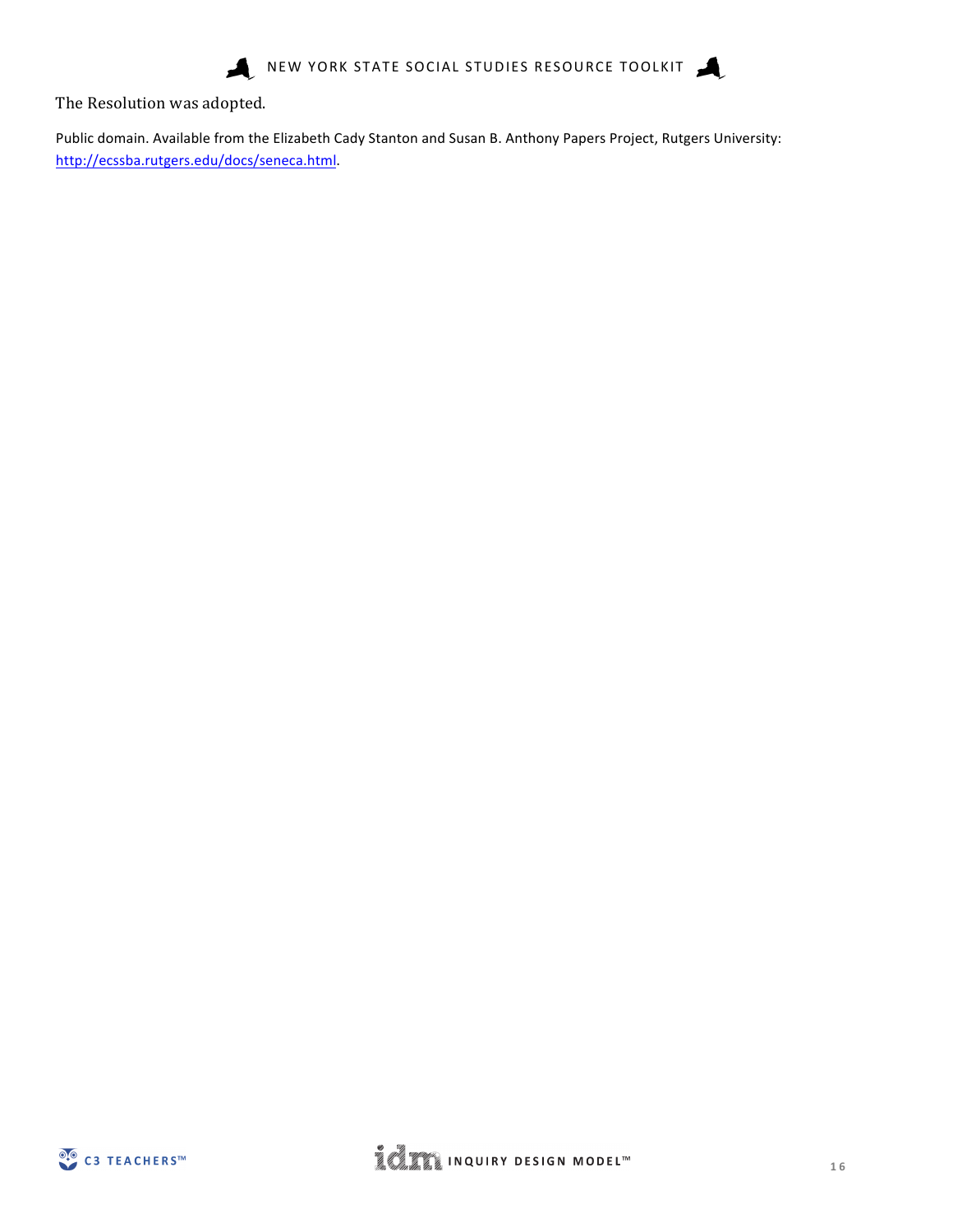The Resolution was adopted.

Public domain. Available from the Elizabeth Cady Stanton and Susan B. Anthony Papers Project, Rutgers University: [http://ecssba.rutgers.edu/docs/seneca.html](http://ecssba.rutgers.edu/docs/seneca.html).